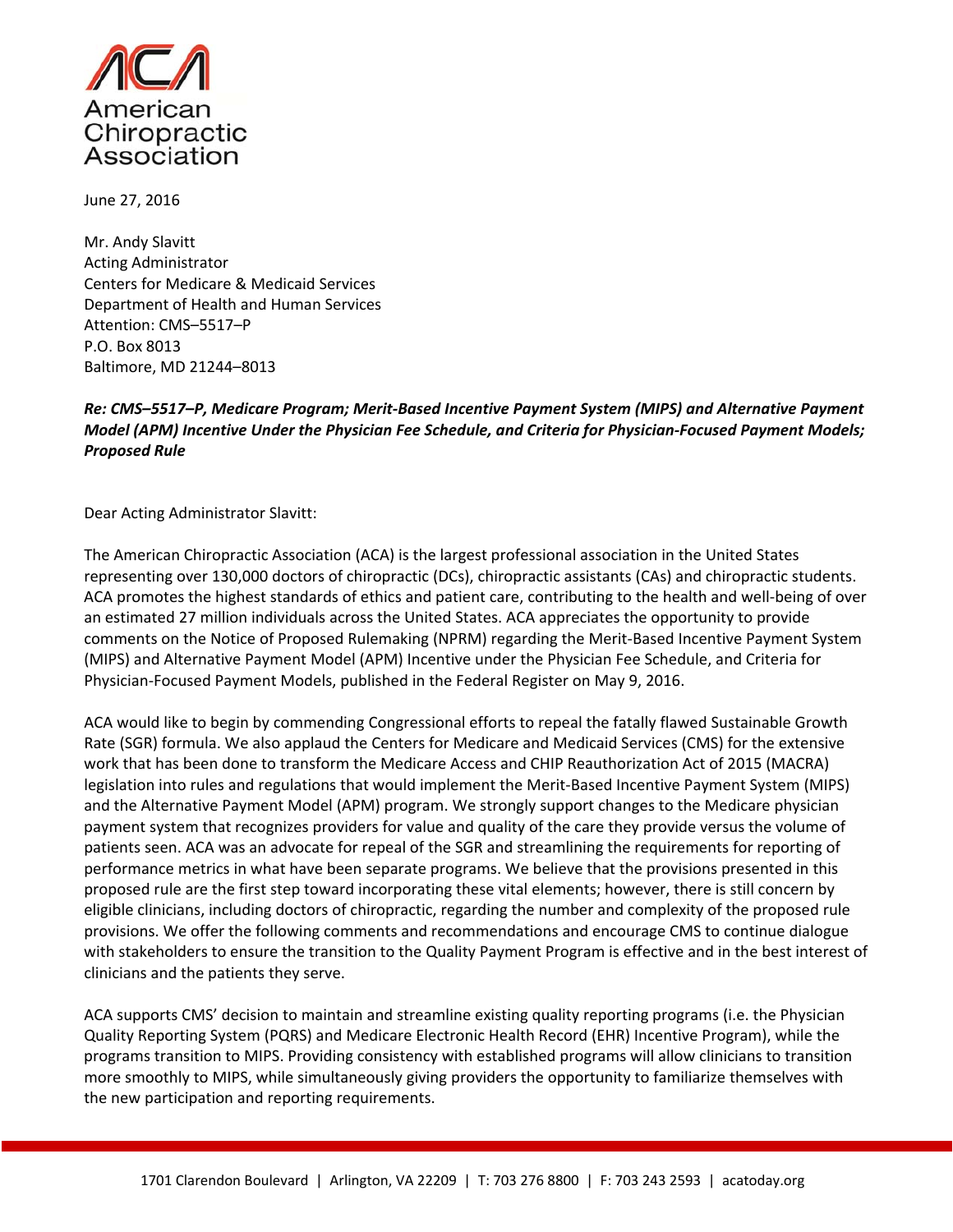American Chiropractic Association

June 27, 2016

Mr. Andy Slavitt
Acting Administrator
Centers for Medicare & Medicaid Services
Department of Health and Human Services
Attention: CMS–5517–P
P.O. Box 8013
Baltimore, MD 21244–8013

***Re: CMS–5517–P, Medicare Program; Merit-Based Incentive Payment System (MIPS) and Alternative Payment Model (APM) Incentive Under the Physician Fee Schedule, and Criteria for Physician-Focused Payment Models; Proposed Rule***

Dear Acting Administrator Slavitt:

The American Chiropractic Association (ACA) is the largest professional association in the United States representing over 130,000 doctors of chiropractic (DCs), chiropractic assistants (CAs) and chiropractic students. ACA promotes the highest standards of ethics and patient care, contributing to the health and well-being of over an estimated 27 million individuals across the United States. ACA appreciates the opportunity to provide comments on the Notice of Proposed Rulemaking (NPRM) regarding the Merit-Based Incentive Payment System (MIPS) and Alternative Payment Model (APM) Incentive under the Physician Fee Schedule, and Criteria for Physician-Focused Payment Models, published in the Federal Register on May 9, 2016.

ACA would like to begin by commending Congressional efforts to repeal the fatally flawed Sustainable Growth Rate (SGR) formula. We also applaud the Centers for Medicare and Medicaid Services (CMS) for the extensive work that has been done to transform the Medicare Access and CHIP Reauthorization Act of 2015 (MACRA) legislation into rules and regulations that would implement the Merit-Based Incentive Payment System (MIPS) and the Alternative Payment Model (APM) program. We strongly support changes to the Medicare physician payment system that recognizes providers for value and quality of the care they provide versus the volume of patients seen. ACA was an advocate for repeal of the SGR and streamlining the requirements for reporting of performance metrics in what have been separate programs. We believe that the provisions presented in this proposed rule are the first step toward incorporating these vital elements; however, there is still concern by eligible clinicians, including doctors of chiropractic, regarding the number and complexity of the proposed rule provisions. We offer the following comments and recommendations and encourage CMS to continue dialogue with stakeholders to ensure the transition to the Quality Payment Program is effective and in the best interest of clinicians and the patients they serve.

ACA supports CMS' decision to maintain and streamline existing quality reporting programs (i.e. the Physician Quality Reporting System (PQRS) and Medicare Electronic Health Record (EHR) Incentive Program), while the programs transition to MIPS. Providing consistency with established programs will allow clinicians to transition more smoothly to MIPS, while simultaneously giving providers the opportunity to familiarize themselves with the new participation and reporting requirements.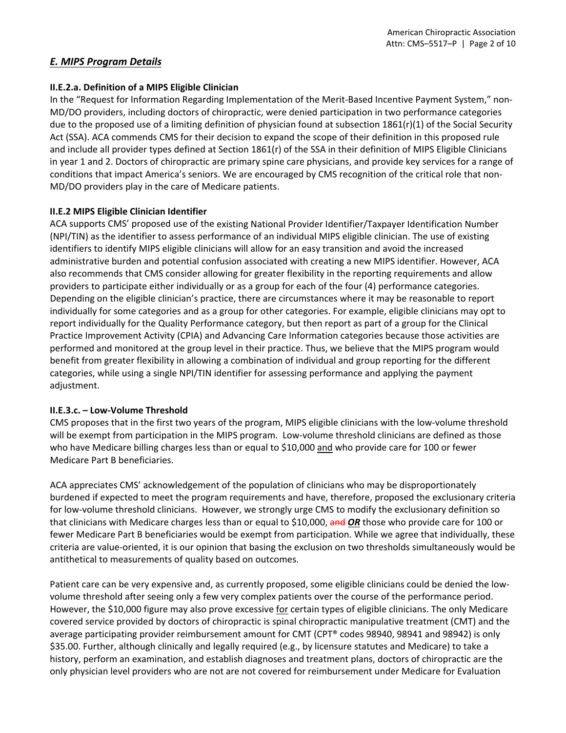## *E. MIPS Program Details*

### II.E.2.a. Definition of a MIPS Eligible Clinician

In the "Request for Information Regarding Implementation of the Merit-Based Incentive Payment System," non-MD/DO providers, including doctors of chiropractic, were denied participation in two performance categories due to the proposed use of a limiting definition of physician found at subsection 1861(r)(1) of the Social Security Act (SSA). ACA commends CMS for their decision to expand the scope of their definition in this proposed rule and include all provider types defined at Section 1861(r) of the SSA in their definition of MIPS Eligible Clinicians in year 1 and 2. Doctors of chiropractic are primary spine care physicians, and provide key services for a range of conditions that impact America's seniors. We are encouraged by CMS recognition of the critical role that non-MD/DO providers play in the care of Medicare patients.

### II.E.2 MIPS Eligible Clinician Identifier

ACA supports CMS' proposed use of the existing National Provider Identifier/Taxpayer Identification Number (NPI/TIN) as the identifier to assess performance of an individual MIPS eligible clinician. The use of existing identifiers to identify MIPS eligible clinicians will allow for an easy transition and avoid the increased administrative burden and potential confusion associated with creating a new MIPS identifier. However, ACA also recommends that CMS consider allowing for greater flexibility in the reporting requirements and allow providers to participate either individually or as a group for each of the four (4) performance categories. Depending on the eligible clinician's practice, there are circumstances where it may be reasonable to report individually for some categories and as a group for other categories. For example, eligible clinicians may opt to report individually for the Quality Performance category, but then report as part of a group for the Clinical Practice Improvement Activity (CPIA) and Advancing Care Information categories because those activities are performed and monitored at the group level in their practice. Thus, we believe that the MIPS program would benefit from greater flexibility in allowing a combination of individual and group reporting for the different categories, while using a single NPI/TIN identifier for assessing performance and applying the payment adjustment.

### II.E.3.c. – Low-Volume Threshold

CMS proposes that in the first two years of the program, MIPS eligible clinicians with the low-volume threshold will be exempt from participation in the MIPS program. Low-volume threshold clinicians are defined as those who have Medicare billing charges less than or equal to $10,000 <u>and</u> who provide care for 100 or fewer Medicare Part B beneficiaries.

ACA appreciates CMS' acknowledgement of the population of clinicians who may be disproportionately burdened if expected to meet the program requirements and have, therefore, proposed the exclusionary criteria for low-volume threshold clinicians. However, we strongly urge CMS to modify the exclusionary definition so that clinicians with Medicare charges less than or equal to $10,000, ~~and~~ ***<u>OR</u>*** those who provide care for 100 or fewer Medicare Part B beneficiaries would be exempt from participation. While we agree that individually, these criteria are value-oriented, it is our opinion that basing the exclusion on two thresholds simultaneously would be antithetical to measurements of quality based on outcomes.

Patient care can be very expensive and, as currently proposed, some eligible clinicians could be denied the low-volume threshold after seeing only a few very complex patients over the course of the performance period. However, the $10,000 figure may also prove excessive <u>for</u> certain types of eligible clinicians. The only Medicare covered service provided by doctors of chiropractic is spinal chiropractic manipulative treatment (CMT) and the average participating provider reimbursement amount for CMT (CPT® codes 98940, 98941 and 98942) is only $35.00. Further, although clinically and legally required (e.g., by licensure statutes and Medicare) to take a history, perform an examination, and establish diagnoses and treatment plans, doctors of chiropractic are the only physician level providers who are not are not covered for reimbursement under Medicare for Evaluation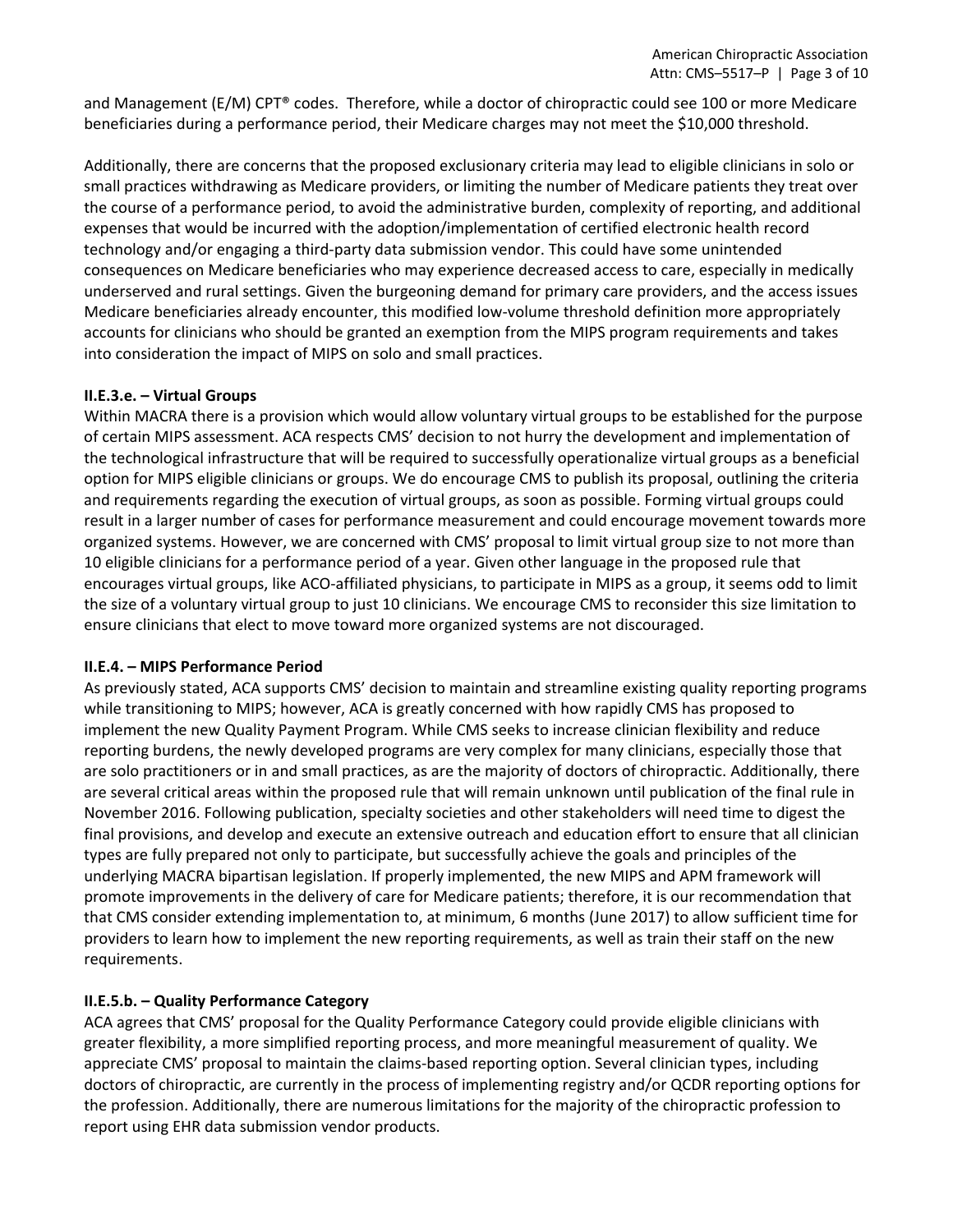and Management (E/M) CPT® codes. Therefore, while a doctor of chiropractic could see 100 or more Medicare beneficiaries during a performance period, their Medicare charges may not meet the $10,000 threshold.

Additionally, there are concerns that the proposed exclusionary criteria may lead to eligible clinicians in solo or small practices withdrawing as Medicare providers, or limiting the number of Medicare patients they treat over the course of a performance period, to avoid the administrative burden, complexity of reporting, and additional expenses that would be incurred with the adoption/implementation of certified electronic health record technology and/or engaging a third-party data submission vendor. This could have some unintended consequences on Medicare beneficiaries who may experience decreased access to care, especially in medically underserved and rural settings. Given the burgeoning demand for primary care providers, and the access issues Medicare beneficiaries already encounter, this modified low-volume threshold definition more appropriately accounts for clinicians who should be granted an exemption from the MIPS program requirements and takes into consideration the impact of MIPS on solo and small practices.

**II.E.3.e. – Virtual Groups**

Within MACRA there is a provision which would allow voluntary virtual groups to be established for the purpose of certain MIPS assessment. ACA respects CMS' decision to not hurry the development and implementation of the technological infrastructure that will be required to successfully operationalize virtual groups as a beneficial option for MIPS eligible clinicians or groups. We do encourage CMS to publish its proposal, outlining the criteria and requirements regarding the execution of virtual groups, as soon as possible. Forming virtual groups could result in a larger number of cases for performance measurement and could encourage movement towards more organized systems. However, we are concerned with CMS' proposal to limit virtual group size to not more than 10 eligible clinicians for a performance period of a year. Given other language in the proposed rule that encourages virtual groups, like ACO-affiliated physicians, to participate in MIPS as a group, it seems odd to limit the size of a voluntary virtual group to just 10 clinicians. We encourage CMS to reconsider this size limitation to ensure clinicians that elect to move toward more organized systems are not discouraged.

**II.E.4. – MIPS Performance Period**

As previously stated, ACA supports CMS' decision to maintain and streamline existing quality reporting programs while transitioning to MIPS; however, ACA is greatly concerned with how rapidly CMS has proposed to implement the new Quality Payment Program. While CMS seeks to increase clinician flexibility and reduce reporting burdens, the newly developed programs are very complex for many clinicians, especially those that are solo practitioners or in and small practices, as are the majority of doctors of chiropractic. Additionally, there are several critical areas within the proposed rule that will remain unknown until publication of the final rule in November 2016. Following publication, specialty societies and other stakeholders will need time to digest the final provisions, and develop and execute an extensive outreach and education effort to ensure that all clinician types are fully prepared not only to participate, but successfully achieve the goals and principles of the underlying MACRA bipartisan legislation. If properly implemented, the new MIPS and APM framework will promote improvements in the delivery of care for Medicare patients; therefore, it is our recommendation that that CMS consider extending implementation to, at minimum, 6 months (June 2017) to allow sufficient time for providers to learn how to implement the new reporting requirements, as well as train their staff on the new requirements.

**II.E.5.b. – Quality Performance Category**

ACA agrees that CMS' proposal for the Quality Performance Category could provide eligible clinicians with greater flexibility, a more simplified reporting process, and more meaningful measurement of quality. We appreciate CMS' proposal to maintain the claims-based reporting option. Several clinician types, including doctors of chiropractic, are currently in the process of implementing registry and/or QCDR reporting options for the profession. Additionally, there are numerous limitations for the majority of the chiropractic profession to report using EHR data submission vendor products.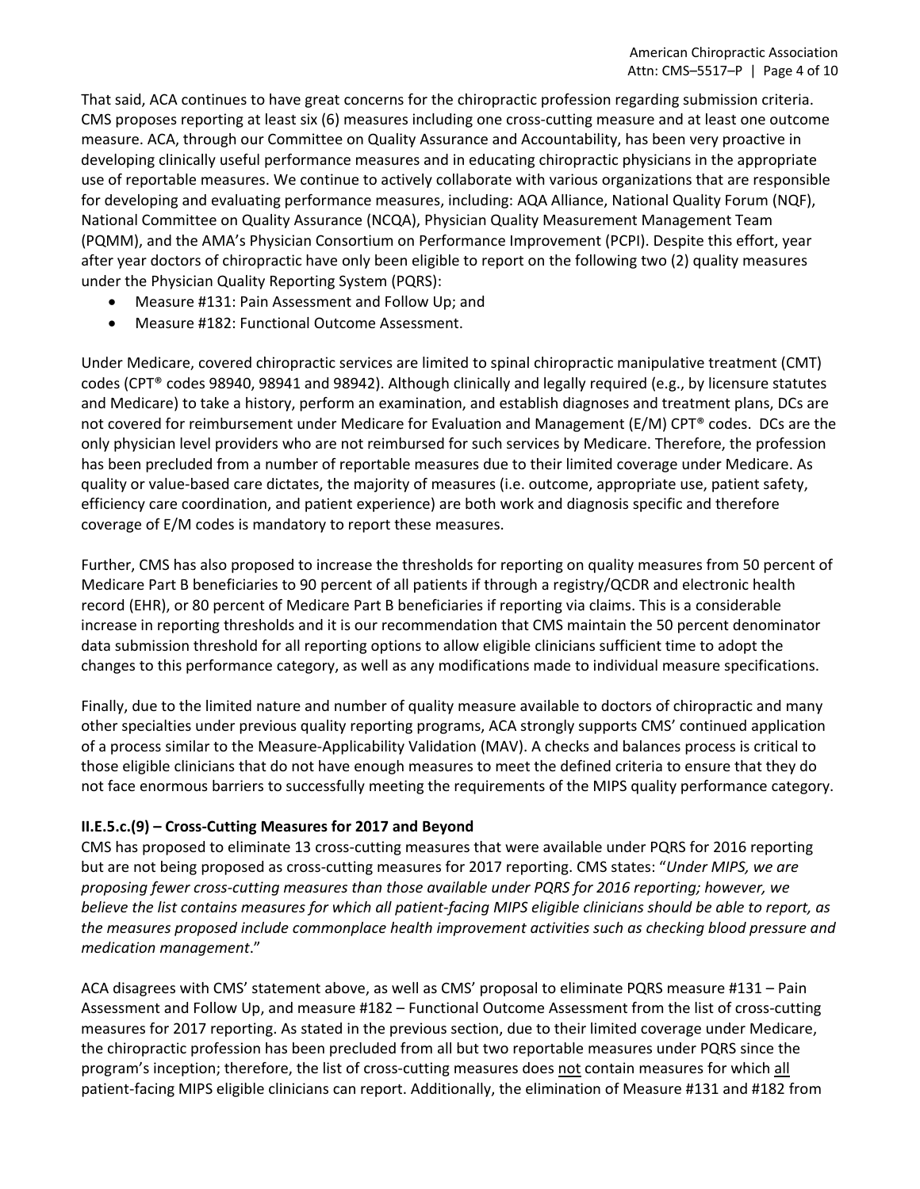That said, ACA continues to have great concerns for the chiropractic profession regarding submission criteria. CMS proposes reporting at least six (6) measures including one cross-cutting measure and at least one outcome measure. ACA, through our Committee on Quality Assurance and Accountability, has been very proactive in developing clinically useful performance measures and in educating chiropractic physicians in the appropriate use of reportable measures. We continue to actively collaborate with various organizations that are responsible for developing and evaluating performance measures, including: AQA Alliance, National Quality Forum (NQF), National Committee on Quality Assurance (NCQA), Physician Quality Measurement Management Team (PQMM), and the AMA's Physician Consortium on Performance Improvement (PCPI). Despite this effort, year after year doctors of chiropractic have only been eligible to report on the following two (2) quality measures under the Physician Quality Reporting System (PQRS):

- Measure #131: Pain Assessment and Follow Up; and
- Measure #182: Functional Outcome Assessment.

Under Medicare, covered chiropractic services are limited to spinal chiropractic manipulative treatment (CMT) codes (CPT® codes 98940, 98941 and 98942). Although clinically and legally required (e.g., by licensure statutes and Medicare) to take a history, perform an examination, and establish diagnoses and treatment plans, DCs are not covered for reimbursement under Medicare for Evaluation and Management (E/M) CPT® codes. DCs are the only physician level providers who are not reimbursed for such services by Medicare. Therefore, the profession has been precluded from a number of reportable measures due to their limited coverage under Medicare. As quality or value-based care dictates, the majority of measures (i.e. outcome, appropriate use, patient safety, efficiency care coordination, and patient experience) are both work and diagnosis specific and therefore coverage of E/M codes is mandatory to report these measures.

Further, CMS has also proposed to increase the thresholds for reporting on quality measures from 50 percent of Medicare Part B beneficiaries to 90 percent of all patients if through a registry/QCDR and electronic health record (EHR), or 80 percent of Medicare Part B beneficiaries if reporting via claims. This is a considerable increase in reporting thresholds and it is our recommendation that CMS maintain the 50 percent denominator data submission threshold for all reporting options to allow eligible clinicians sufficient time to adopt the changes to this performance category, as well as any modifications made to individual measure specifications.

Finally, due to the limited nature and number of quality measure available to doctors of chiropractic and many other specialties under previous quality reporting programs, ACA strongly supports CMS' continued application of a process similar to the Measure-Applicability Validation (MAV). A checks and balances process is critical to those eligible clinicians that do not have enough measures to meet the defined criteria to ensure that they do not face enormous barriers to successfully meeting the requirements of the MIPS quality performance category.

**II.E.5.c.(9) – Cross-Cutting Measures for 2017 and Beyond**

CMS has proposed to eliminate 13 cross-cutting measures that were available under PQRS for 2016 reporting but are not being proposed as cross-cutting measures for 2017 reporting. CMS states: "*Under MIPS, we are proposing fewer cross-cutting measures than those available under PQRS for 2016 reporting; however, we believe the list contains measures for which all patient-facing MIPS eligible clinicians should be able to report, as the measures proposed include commonplace health improvement activities such as checking blood pressure and medication management*."

ACA disagrees with CMS' statement above, as well as CMS' proposal to eliminate PQRS measure #131 – Pain Assessment and Follow Up, and measure #182 – Functional Outcome Assessment from the list of cross-cutting measures for 2017 reporting. As stated in the previous section, due to their limited coverage under Medicare, the chiropractic profession has been precluded from all but two reportable measures under PQRS since the program's inception; therefore, the list of cross-cutting measures does not contain measures for which all patient-facing MIPS eligible clinicians can report. Additionally, the elimination of Measure #131 and #182 from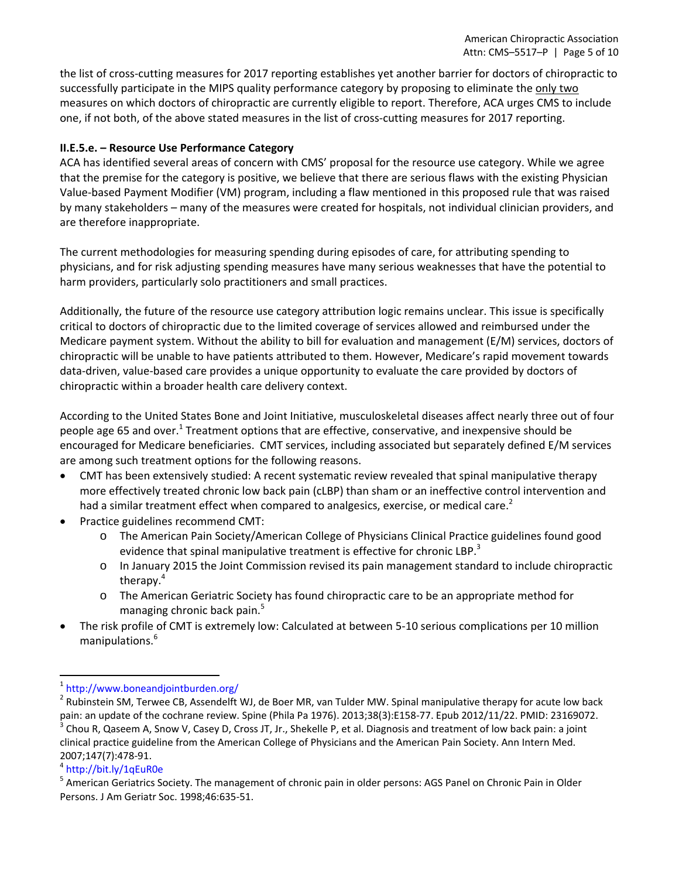the list of cross-cutting measures for 2017 reporting establishes yet another barrier for doctors of chiropractic to successfully participate in the MIPS quality performance category by proposing to eliminate the only two measures on which doctors of chiropractic are currently eligible to report. Therefore, ACA urges CMS to include one, if not both, of the above stated measures in the list of cross-cutting measures for 2017 reporting.

**II.E.5.e. – Resource Use Performance Category**

ACA has identified several areas of concern with CMS' proposal for the resource use category. While we agree that the premise for the category is positive, we believe that there are serious flaws with the existing Physician Value-based Payment Modifier (VM) program, including a flaw mentioned in this proposed rule that was raised by many stakeholders – many of the measures were created for hospitals, not individual clinician providers, and are therefore inappropriate.

The current methodologies for measuring spending during episodes of care, for attributing spending to physicians, and for risk adjusting spending measures have many serious weaknesses that have the potential to harm providers, particularly solo practitioners and small practices.

Additionally, the future of the resource use category attribution logic remains unclear. This issue is specifically critical to doctors of chiropractic due to the limited coverage of services allowed and reimbursed under the Medicare payment system. Without the ability to bill for evaluation and management (E/M) services, doctors of chiropractic will be unable to have patients attributed to them. However, Medicare's rapid movement towards data-driven, value-based care provides a unique opportunity to evaluate the care provided by doctors of chiropractic within a broader health care delivery context.

According to the United States Bone and Joint Initiative, musculoskeletal diseases affect nearly three out of four people age 65 and over.[1] Treatment options that are effective, conservative, and inexpensive should be encouraged for Medicare beneficiaries. CMT services, including associated but separately defined E/M services are among such treatment options for the following reasons.

- CMT has been extensively studied: A recent systematic review revealed that spinal manipulative therapy more effectively treated chronic low back pain (cLBP) than sham or an ineffective control intervention and had a similar treatment effect when compared to analgesics, exercise, or medical care.[2]
- Practice guidelines recommend CMT:
  - The American Pain Society/American College of Physicians Clinical Practice guidelines found good evidence that spinal manipulative treatment is effective for chronic LBP.[3]
  - In January 2015 the Joint Commission revised its pain management standard to include chiropractic therapy.[4]
  - The American Geriatric Society has found chiropractic care to be an appropriate method for managing chronic back pain.[5]
- The risk profile of CMT is extremely low: Calculated at between 5-10 serious complications per 10 million manipulations.[6]

---

[1] http://www.boneandjointburden.org/

[2] Rubinstein SM, Terwee CB, Assendelft WJ, de Boer MR, van Tulder MW. Spinal manipulative therapy for acute low back pain: an update of the cochrane review. Spine (Phila Pa 1976). 2013;38(3):E158-77. Epub 2012/11/22. PMID: 23169072.

[3] Chou R, Qaseem A, Snow V, Casey D, Cross JT, Jr., Shekelle P, et al. Diagnosis and treatment of low back pain: a joint clinical practice guideline from the American College of Physicians and the American Pain Society. Ann Intern Med. 2007;147(7):478-91.

[4] http://bit.ly/1qEuR0e

[5] American Geriatrics Society. The management of chronic pain in older persons: AGS Panel on Chronic Pain in Older Persons. J Am Geriatr Soc. 1998;46:635-51.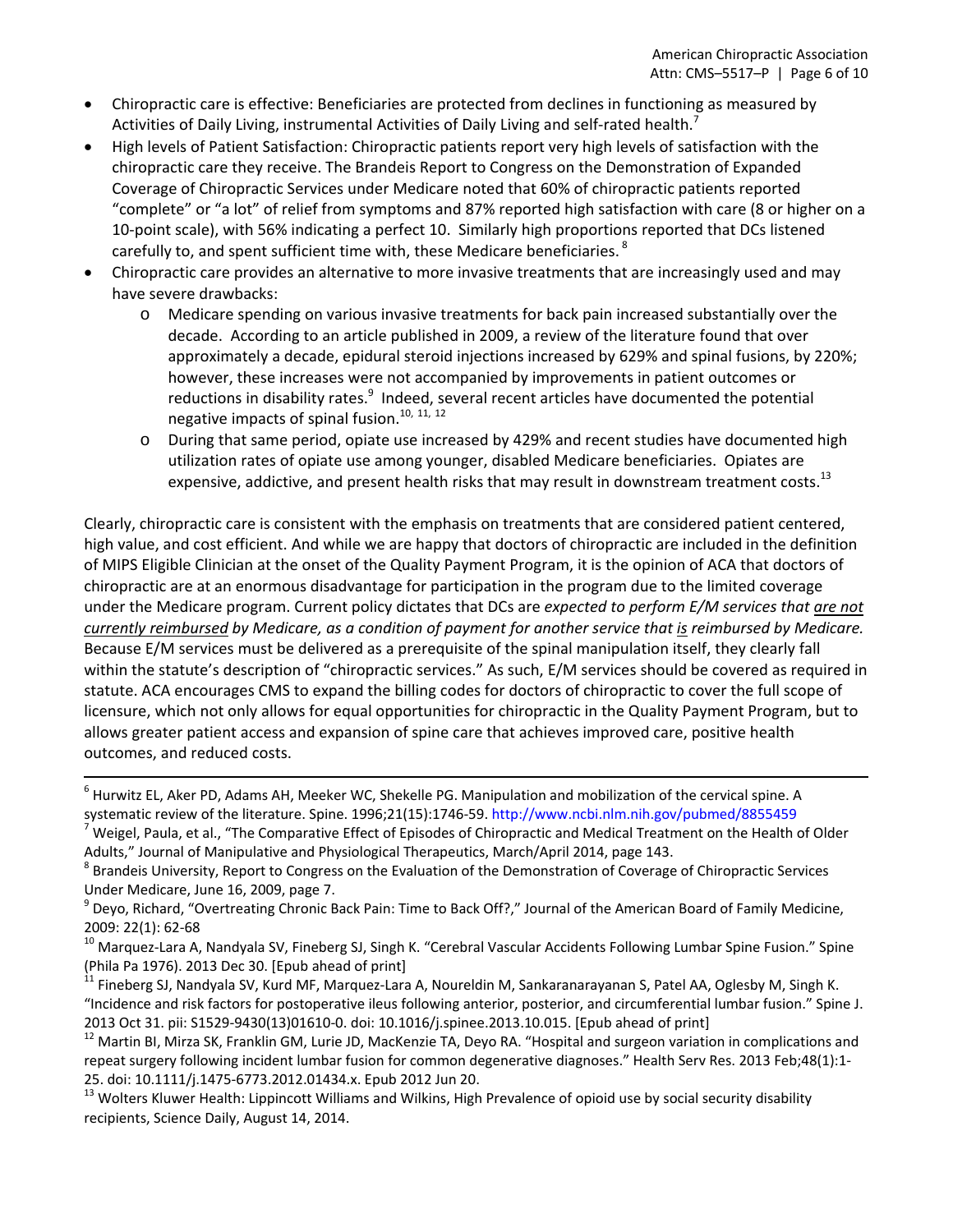- Chiropractic care is effective: Beneficiaries are protected from declines in functioning as measured by Activities of Daily Living, instrumental Activities of Daily Living and self-rated health.[7]
- High levels of Patient Satisfaction: Chiropractic patients report very high levels of satisfaction with the chiropractic care they receive. The Brandeis Report to Congress on the Demonstration of Expanded Coverage of Chiropractic Services under Medicare noted that 60% of chiropractic patients reported "complete" or "a lot" of relief from symptoms and 87% reported high satisfaction with care (8 or higher on a 10-point scale), with 56% indicating a perfect 10. Similarly high proportions reported that DCs listened carefully to, and spent sufficient time with, these Medicare beneficiaries.[8]
- Chiropractic care provides an alternative to more invasive treatments that are increasingly used and may have severe drawbacks:
  - Medicare spending on various invasive treatments for back pain increased substantially over the decade. According to an article published in 2009, a review of the literature found that over approximately a decade, epidural steroid injections increased by 629% and spinal fusions, by 220%; however, these increases were not accompanied by improvements in patient outcomes or reductions in disability rates.[9] Indeed, several recent articles have documented the potential negative impacts of spinal fusion.[10, 11, 12]
  - During that same period, opiate use increased by 429% and recent studies have documented high utilization rates of opiate use among younger, disabled Medicare beneficiaries. Opiates are expensive, addictive, and present health risks that may result in downstream treatment costs.[13]

Clearly, chiropractic care is consistent with the emphasis on treatments that are considered patient centered, high value, and cost efficient. And while we are happy that doctors of chiropractic are included in the definition of MIPS Eligible Clinician at the onset of the Quality Payment Program, it is the opinion of ACA that doctors of chiropractic are at an enormous disadvantage for participation in the program due to the limited coverage under the Medicare program. Current policy dictates that DCs are *expected to perform E/M services that <u>are not currently reimbursed</u> by Medicare, as a condition of payment for another service that <u>is</u> reimbursed by Medicare.* Because E/M services must be delivered as a prerequisite of the spinal manipulation itself, they clearly fall within the statute's description of "chiropractic services." As such, E/M services should be covered as required in statute. ACA encourages CMS to expand the billing codes for doctors of chiropractic to cover the full scope of licensure, which not only allows for equal opportunities for chiropractic in the Quality Payment Program, but to allows greater patient access and expansion of spine care that achieves improved care, positive health outcomes, and reduced costs.

---

[6] Hurwitz EL, Aker PD, Adams AH, Meeker WC, Shekelle PG. Manipulation and mobilization of the cervical spine. A systematic review of the literature. Spine. 1996;21(15):1746-59. http://www.ncbi.nlm.nih.gov/pubmed/8855459

[7] Weigel, Paula, et al., "The Comparative Effect of Episodes of Chiropractic and Medical Treatment on the Health of Older Adults," Journal of Manipulative and Physiological Therapeutics, March/April 2014, page 143.

[8] Brandeis University, Report to Congress on the Evaluation of the Demonstration of Coverage of Chiropractic Services Under Medicare, June 16, 2009, page 7.

[9] Deyo, Richard, "Overtreating Chronic Back Pain: Time to Back Off?," Journal of the American Board of Family Medicine, 2009: 22(1): 62-68

[10] Marquez-Lara A, Nandyala SV, Fineberg SJ, Singh K. "Cerebral Vascular Accidents Following Lumbar Spine Fusion." Spine (Phila Pa 1976). 2013 Dec 30. [Epub ahead of print]

[11] Fineberg SJ, Nandyala SV, Kurd MF, Marquez-Lara A, Noureldin M, Sankaranarayanan S, Patel AA, Oglesby M, Singh K. "Incidence and risk factors for postoperative ileus following anterior, posterior, and circumferential lumbar fusion." Spine J. 2013 Oct 31. pii: S1529-9430(13)01610-0. doi: 10.1016/j.spinee.2013.10.015. [Epub ahead of print]

[12] Martin BI, Mirza SK, Franklin GM, Lurie JD, MacKenzie TA, Deyo RA. "Hospital and surgeon variation in complications and repeat surgery following incident lumbar fusion for common degenerative diagnoses." Health Serv Res. 2013 Feb;48(1):1-25. doi: 10.1111/j.1475-6773.2012.01434.x. Epub 2012 Jun 20.

[13] Wolters Kluwer Health: Lippincott Williams and Wilkins, High Prevalence of opioid use by social security disability recipients, Science Daily, August 14, 2014.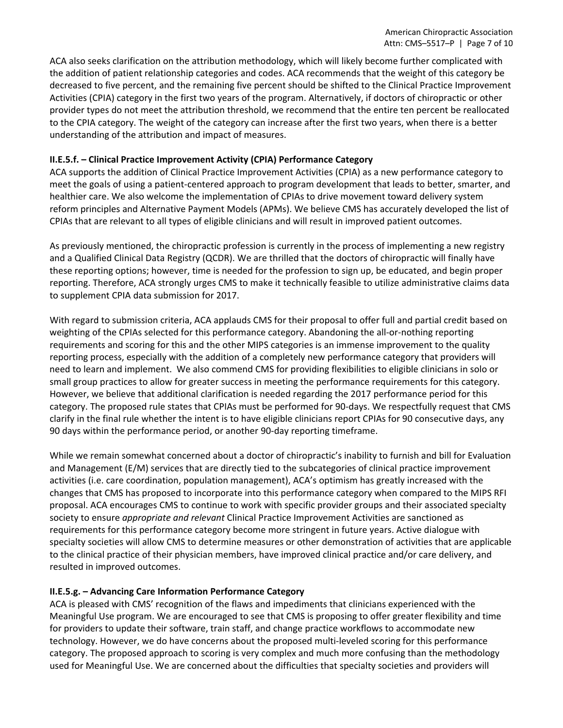ACA also seeks clarification on the attribution methodology, which will likely become further complicated with the addition of patient relationship categories and codes. ACA recommends that the weight of this category be decreased to five percent, and the remaining five percent should be shifted to the Clinical Practice Improvement Activities (CPIA) category in the first two years of the program. Alternatively, if doctors of chiropractic or other provider types do not meet the attribution threshold, we recommend that the entire ten percent be reallocated to the CPIA category. The weight of the category can increase after the first two years, when there is a better understanding of the attribution and impact of measures.

**II.E.5.f. – Clinical Practice Improvement Activity (CPIA) Performance Category**

ACA supports the addition of Clinical Practice Improvement Activities (CPIA) as a new performance category to meet the goals of using a patient-centered approach to program development that leads to better, smarter, and healthier care. We also welcome the implementation of CPIAs to drive movement toward delivery system reform principles and Alternative Payment Models (APMs). We believe CMS has accurately developed the list of CPIAs that are relevant to all types of eligible clinicians and will result in improved patient outcomes.

As previously mentioned, the chiropractic profession is currently in the process of implementing a new registry and a Qualified Clinical Data Registry (QCDR). We are thrilled that the doctors of chiropractic will finally have these reporting options; however, time is needed for the profession to sign up, be educated, and begin proper reporting. Therefore, ACA strongly urges CMS to make it technically feasible to utilize administrative claims data to supplement CPIA data submission for 2017.

With regard to submission criteria, ACA applauds CMS for their proposal to offer full and partial credit based on weighting of the CPIAs selected for this performance category. Abandoning the all-or-nothing reporting requirements and scoring for this and the other MIPS categories is an immense improvement to the quality reporting process, especially with the addition of a completely new performance category that providers will need to learn and implement. We also commend CMS for providing flexibilities to eligible clinicians in solo or small group practices to allow for greater success in meeting the performance requirements for this category. However, we believe that additional clarification is needed regarding the 2017 performance period for this category. The proposed rule states that CPIAs must be performed for 90-days. We respectfully request that CMS clarify in the final rule whether the intent is to have eligible clinicians report CPIAs for 90 consecutive days, any 90 days within the performance period, or another 90-day reporting timeframe.

While we remain somewhat concerned about a doctor of chiropractic's inability to furnish and bill for Evaluation and Management (E/M) services that are directly tied to the subcategories of clinical practice improvement activities (i.e. care coordination, population management), ACA's optimism has greatly increased with the changes that CMS has proposed to incorporate into this performance category when compared to the MIPS RFI proposal. ACA encourages CMS to continue to work with specific provider groups and their associated specialty society to ensure *appropriate and relevant* Clinical Practice Improvement Activities are sanctioned as requirements for this performance category become more stringent in future years. Active dialogue with specialty societies will allow CMS to determine measures or other demonstration of activities that are applicable to the clinical practice of their physician members, have improved clinical practice and/or care delivery, and resulted in improved outcomes.

**II.E.5.g. – Advancing Care Information Performance Category**

ACA is pleased with CMS' recognition of the flaws and impediments that clinicians experienced with the Meaningful Use program. We are encouraged to see that CMS is proposing to offer greater flexibility and time for providers to update their software, train staff, and change practice workflows to accommodate new technology. However, we do have concerns about the proposed multi-leveled scoring for this performance category. The proposed approach to scoring is very complex and much more confusing than the methodology used for Meaningful Use. We are concerned about the difficulties that specialty societies and providers will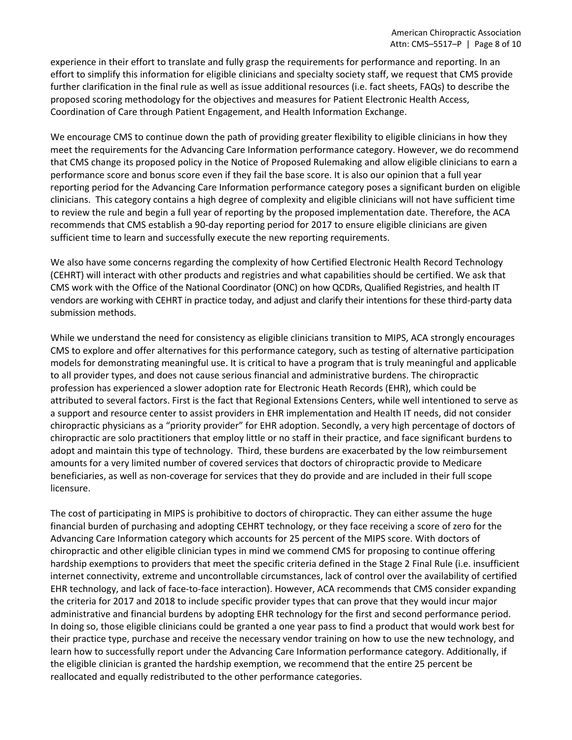experience in their effort to translate and fully grasp the requirements for performance and reporting. In an effort to simplify this information for eligible clinicians and specialty society staff, we request that CMS provide further clarification in the final rule as well as issue additional resources (i.e. fact sheets, FAQs) to describe the proposed scoring methodology for the objectives and measures for Patient Electronic Health Access, Coordination of Care through Patient Engagement, and Health Information Exchange.

We encourage CMS to continue down the path of providing greater flexibility to eligible clinicians in how they meet the requirements for the Advancing Care Information performance category. However, we do recommend that CMS change its proposed policy in the Notice of Proposed Rulemaking and allow eligible clinicians to earn a performance score and bonus score even if they fail the base score. It is also our opinion that a full year reporting period for the Advancing Care Information performance category poses a significant burden on eligible clinicians. This category contains a high degree of complexity and eligible clinicians will not have sufficient time to review the rule and begin a full year of reporting by the proposed implementation date. Therefore, the ACA recommends that CMS establish a 90-day reporting period for 2017 to ensure eligible clinicians are given sufficient time to learn and successfully execute the new reporting requirements.

We also have some concerns regarding the complexity of how Certified Electronic Health Record Technology (CEHRT) will interact with other products and registries and what capabilities should be certified. We ask that CMS work with the Office of the National Coordinator (ONC) on how QCDRs, Qualified Registries, and health IT vendors are working with CEHRT in practice today, and adjust and clarify their intentions for these third-party data submission methods.

While we understand the need for consistency as eligible clinicians transition to MIPS, ACA strongly encourages CMS to explore and offer alternatives for this performance category, such as testing of alternative participation models for demonstrating meaningful use. It is critical to have a program that is truly meaningful and applicable to all provider types, and does not cause serious financial and administrative burdens. The chiropractic profession has experienced a slower adoption rate for Electronic Heath Records (EHR), which could be attributed to several factors. First is the fact that Regional Extensions Centers, while well intentioned to serve as a support and resource center to assist providers in EHR implementation and Health IT needs, did not consider chiropractic physicians as a "priority provider" for EHR adoption. Secondly, a very high percentage of doctors of chiropractic are solo practitioners that employ little or no staff in their practice, and face significant burdens to adopt and maintain this type of technology. Third, these burdens are exacerbated by the low reimbursement amounts for a very limited number of covered services that doctors of chiropractic provide to Medicare beneficiaries, as well as non-coverage for services that they do provide and are included in their full scope licensure.

The cost of participating in MIPS is prohibitive to doctors of chiropractic. They can either assume the huge financial burden of purchasing and adopting CEHRT technology, or they face receiving a score of zero for the Advancing Care Information category which accounts for 25 percent of the MIPS score. With doctors of chiropractic and other eligible clinician types in mind we commend CMS for proposing to continue offering hardship exemptions to providers that meet the specific criteria defined in the Stage 2 Final Rule (i.e. insufficient internet connectivity, extreme and uncontrollable circumstances, lack of control over the availability of certified EHR technology, and lack of face-to-face interaction). However, ACA recommends that CMS consider expanding the criteria for 2017 and 2018 to include specific provider types that can prove that they would incur major administrative and financial burdens by adopting EHR technology for the first and second performance period. In doing so, those eligible clinicians could be granted a one year pass to find a product that would work best for their practice type, purchase and receive the necessary vendor training on how to use the new technology, and learn how to successfully report under the Advancing Care Information performance category. Additionally, if the eligible clinician is granted the hardship exemption, we recommend that the entire 25 percent be reallocated and equally redistributed to the other performance categories.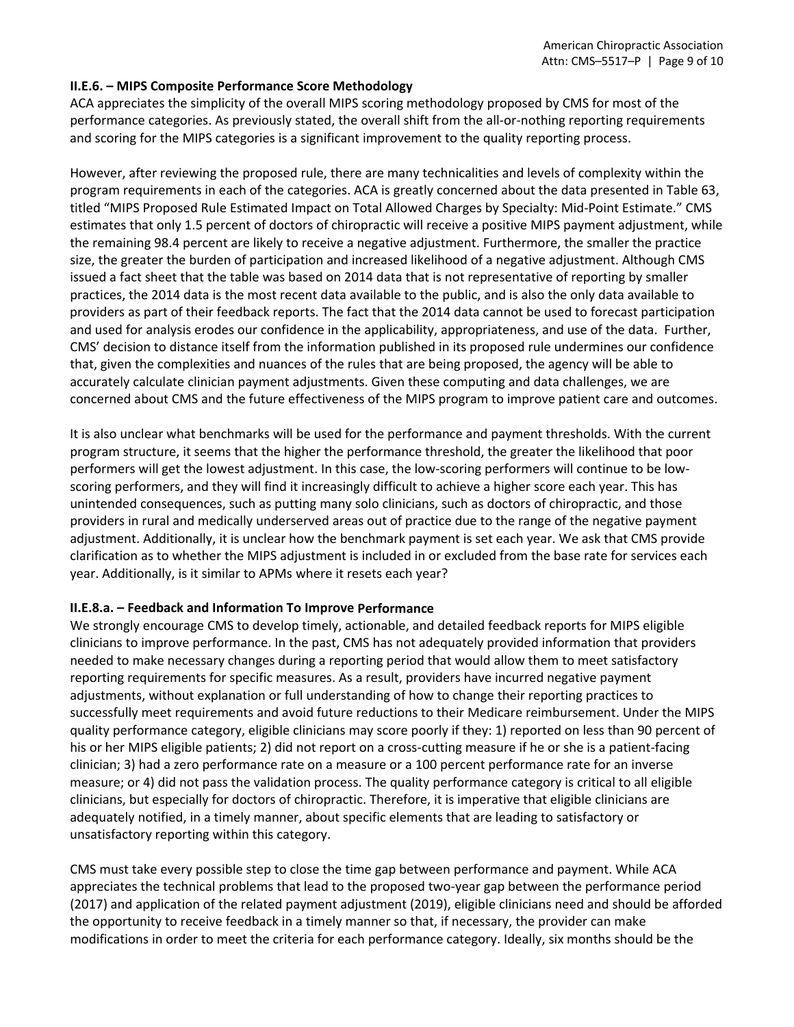### II.E.6. – MIPS Composite Performance Score Methodology

ACA appreciates the simplicity of the overall MIPS scoring methodology proposed by CMS for most of the performance categories. As previously stated, the overall shift from the all-or-nothing reporting requirements and scoring for the MIPS categories is a significant improvement to the quality reporting process.

However, after reviewing the proposed rule, there are many technicalities and levels of complexity within the program requirements in each of the categories. ACA is greatly concerned about the data presented in Table 63, titled "MIPS Proposed Rule Estimated Impact on Total Allowed Charges by Specialty: Mid-Point Estimate." CMS estimates that only 1.5 percent of doctors of chiropractic will receive a positive MIPS payment adjustment, while the remaining 98.4 percent are likely to receive a negative adjustment. Furthermore, the smaller the practice size, the greater the burden of participation and increased likelihood of a negative adjustment. Although CMS issued a fact sheet that the table was based on 2014 data that is not representative of reporting by smaller practices, the 2014 data is the most recent data available to the public, and is also the only data available to providers as part of their feedback reports. The fact that the 2014 data cannot be used to forecast participation and used for analysis erodes our confidence in the applicability, appropriateness, and use of the data. Further, CMS' decision to distance itself from the information published in its proposed rule undermines our confidence that, given the complexities and nuances of the rules that are being proposed, the agency will be able to accurately calculate clinician payment adjustments. Given these computing and data challenges, we are concerned about CMS and the future effectiveness of the MIPS program to improve patient care and outcomes.

It is also unclear what benchmarks will be used for the performance and payment thresholds. With the current program structure, it seems that the higher the performance threshold, the greater the likelihood that poor performers will get the lowest adjustment. In this case, the low-scoring performers will continue to be low-scoring performers, and they will find it increasingly difficult to achieve a higher score each year. This has unintended consequences, such as putting many solo clinicians, such as doctors of chiropractic, and those providers in rural and medically underserved areas out of practice due to the range of the negative payment adjustment. Additionally, it is unclear how the benchmark payment is set each year. We ask that CMS provide clarification as to whether the MIPS adjustment is included in or excluded from the base rate for services each year. Additionally, is it similar to APMs where it resets each year?

### II.E.8.a. – Feedback and Information To Improve Performance

We strongly encourage CMS to develop timely, actionable, and detailed feedback reports for MIPS eligible clinicians to improve performance. In the past, CMS has not adequately provided information that providers needed to make necessary changes during a reporting period that would allow them to meet satisfactory reporting requirements for specific measures. As a result, providers have incurred negative payment adjustments, without explanation or full understanding of how to change their reporting practices to successfully meet requirements and avoid future reductions to their Medicare reimbursement. Under the MIPS quality performance category, eligible clinicians may score poorly if they: 1) reported on less than 90 percent of his or her MIPS eligible patients; 2) did not report on a cross-cutting measure if he or she is a patient-facing clinician; 3) had a zero performance rate on a measure or a 100 percent performance rate for an inverse measure; or 4) did not pass the validation process. The quality performance category is critical to all eligible clinicians, but especially for doctors of chiropractic. Therefore, it is imperative that eligible clinicians are adequately notified, in a timely manner, about specific elements that are leading to satisfactory or unsatisfactory reporting within this category.

CMS must take every possible step to close the time gap between performance and payment. While ACA appreciates the technical problems that lead to the proposed two-year gap between the performance period (2017) and application of the related payment adjustment (2019), eligible clinicians need and should be afforded the opportunity to receive feedback in a timely manner so that, if necessary, the provider can make modifications in order to meet the criteria for each performance category. Ideally, six months should be the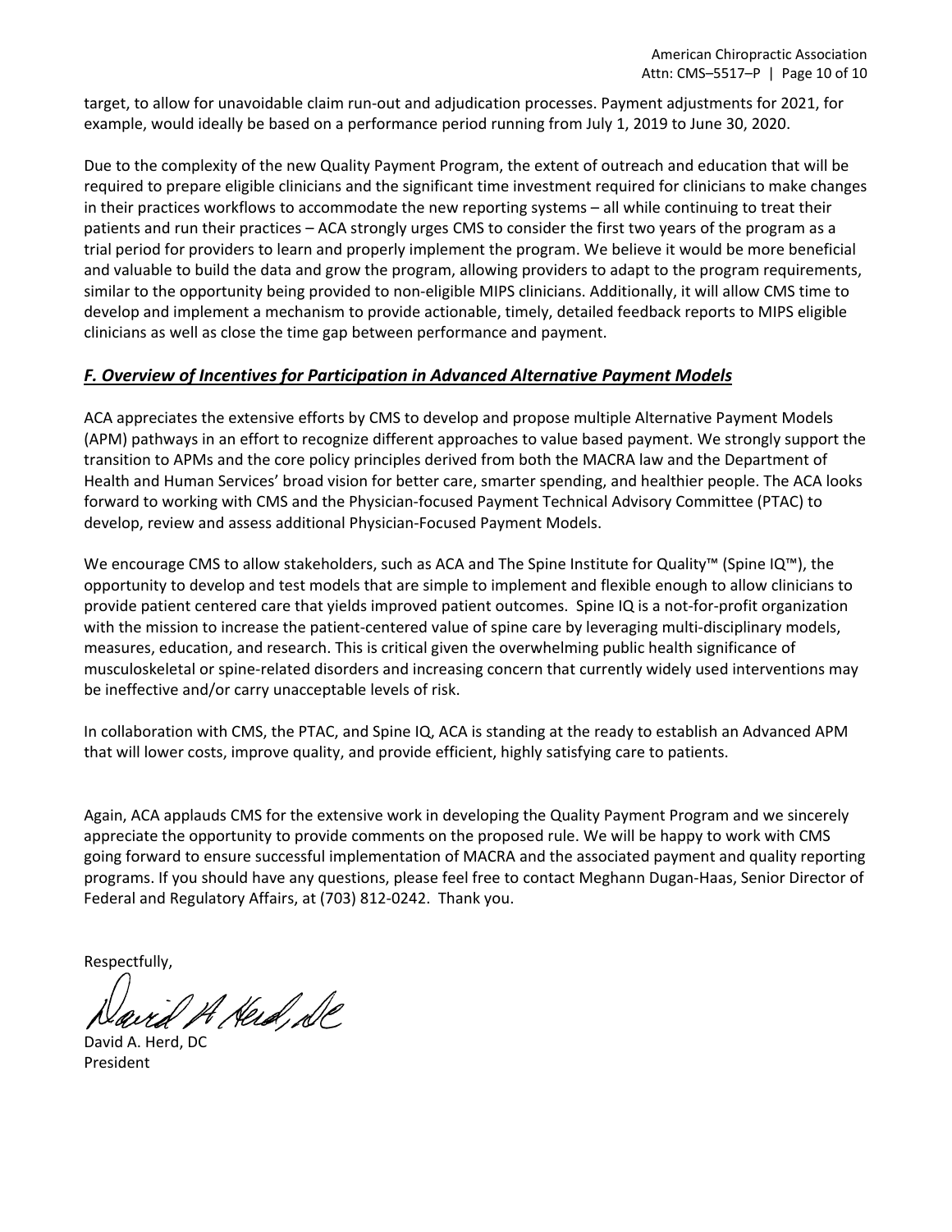target, to allow for unavoidable claim run-out and adjudication processes. Payment adjustments for 2021, for example, would ideally be based on a performance period running from July 1, 2019 to June 30, 2020.

Due to the complexity of the new Quality Payment Program, the extent of outreach and education that will be required to prepare eligible clinicians and the significant time investment required for clinicians to make changes in their practices workflows to accommodate the new reporting systems – all while continuing to treat their patients and run their practices – ACA strongly urges CMS to consider the first two years of the program as a trial period for providers to learn and properly implement the program. We believe it would be more beneficial and valuable to build the data and grow the program, allowing providers to adapt to the program requirements, similar to the opportunity being provided to non-eligible MIPS clinicians. Additionally, it will allow CMS time to develop and implement a mechanism to provide actionable, timely, detailed feedback reports to MIPS eligible clinicians as well as close the time gap between performance and payment.

### ***F. Overview of Incentives for Participation in Advanced Alternative Payment Models***

ACA appreciates the extensive efforts by CMS to develop and propose multiple Alternative Payment Models (APM) pathways in an effort to recognize different approaches to value based payment. We strongly support the transition to APMs and the core policy principles derived from both the MACRA law and the Department of Health and Human Services' broad vision for better care, smarter spending, and healthier people. The ACA looks forward to working with CMS and the Physician-focused Payment Technical Advisory Committee (PTAC) to develop, review and assess additional Physician-Focused Payment Models.

We encourage CMS to allow stakeholders, such as ACA and The Spine Institute for Quality™ (Spine IQ™), the opportunity to develop and test models that are simple to implement and flexible enough to allow clinicians to provide patient centered care that yields improved patient outcomes. Spine IQ is a not-for-profit organization with the mission to increase the patient-centered value of spine care by leveraging multi-disciplinary models, measures, education, and research. This is critical given the overwhelming public health significance of musculoskeletal or spine-related disorders and increasing concern that currently widely used interventions may be ineffective and/or carry unacceptable levels of risk.

In collaboration with CMS, the PTAC, and Spine IQ, ACA is standing at the ready to establish an Advanced APM that will lower costs, improve quality, and provide efficient, highly satisfying care to patients.

Again, ACA applauds CMS for the extensive work in developing the Quality Payment Program and we sincerely appreciate the opportunity to provide comments on the proposed rule. We will be happy to work with CMS going forward to ensure successful implementation of MACRA and the associated payment and quality reporting programs. If you should have any questions, please feel free to contact Meghann Dugan-Haas, Senior Director of Federal and Regulatory Affairs, at (703) 812-0242. Thank you.

Respectfully,

David A. Herd, DC
President